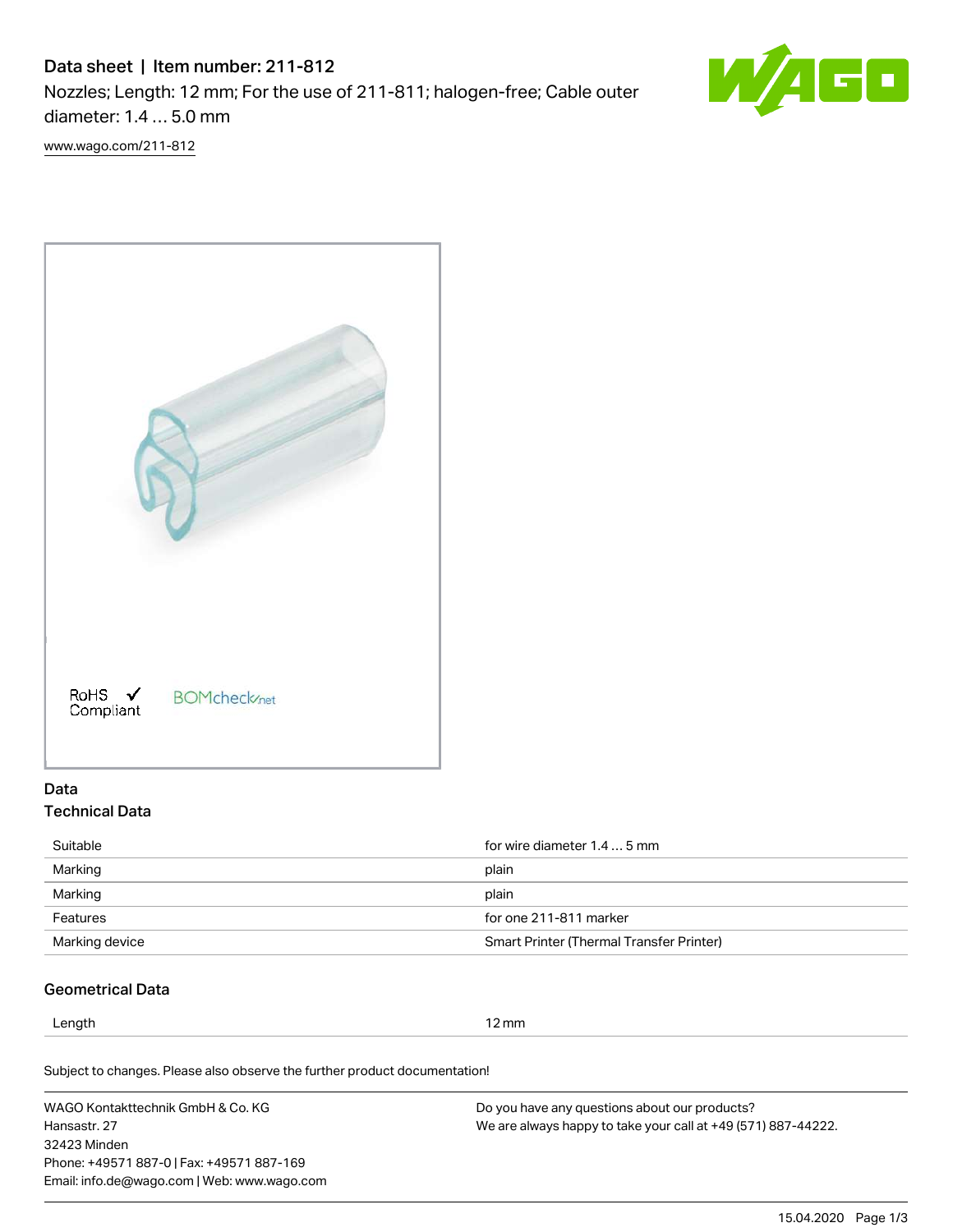# Data sheet | Item number: 211-812

Nozzles; Length: 12 mm; For the use of 211-811; halogen-free; Cable outer diameter: 1.4 … 5.0 mm

www.wago.com/211-812

RoHS ✓ Compliant

BOMcheck.net

## Data

### Technical Data

| | |
|---|---|
| Suitable | for wire diameter 1.4 … 5 mm |
| Marking | plain |
| Marking | plain |
| Features | for one 211-811 marker |
| Marking device | Smart Printer (Thermal Transfer Printer) |

### Geometrical Data

| | |
|---|---|
| Length | 12 mm |

Subject to changes. Please also observe the further product documentation!

WAGO Kontakttechnik GmbH & Co. KG
Hansastr. 27
32423 Minden
Phone: +49571 887-0 | Fax: +49571 887-169
Email: info.de@wago.com | Web: www.wago.com

Do you have any questions about our products?
We are always happy to take your call at +49 (571) 887-44222.

15.04.2020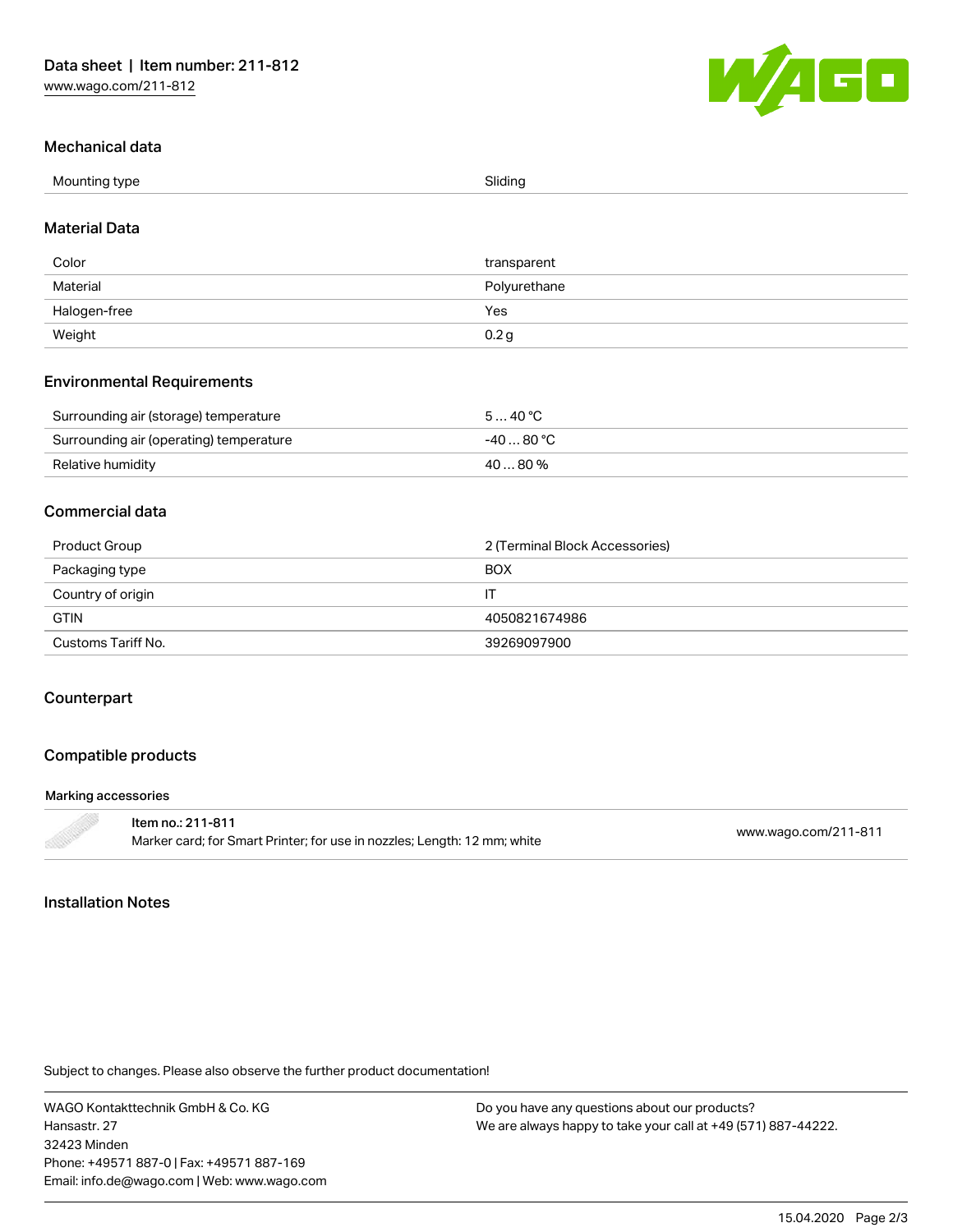## Mechanical data

| Mounting type | Sliding |
| --- | --- |

## Material Data

| Color | transparent |
| --- | --- |
| Material | Polyurethane |
| Halogen-free | Yes |
| Weight | 0.2 g |

## Environmental Requirements

| Surrounding air (storage) temperature | 5 … 40 °C |
| --- | --- |
| Surrounding air (operating) temperature | -40 … 80 °C |
| Relative humidity | 40 … 80 % |

## Commercial data

| Product Group | 2 (Terminal Block Accessories) |
| --- | --- |
| Packaging type | BOX |
| Country of origin | IT |
| GTIN | 4050821674986 |
| Customs Tariff No. | 39269097900 |

## Counterpart

## Compatible products

### Marking accessories

| Item no.: 211-811<br>Marker card; for Smart Printer; for use in nozzles; Length: 12 mm; white | www.wago.com/211-811 |
| --- | --- |

## Installation Notes

Subject to changes. Please also observe the further product documentation!

WAGO Kontakttechnik GmbH & Co. KG
Hansastr. 27
32423 Minden
Phone: +49571 887-0 | Fax: +49571 887-169
Email: info.de@wago.com | Web: www.wago.com

Do you have any questions about our products?
We are always happy to take your call at +49 (571) 887-44222.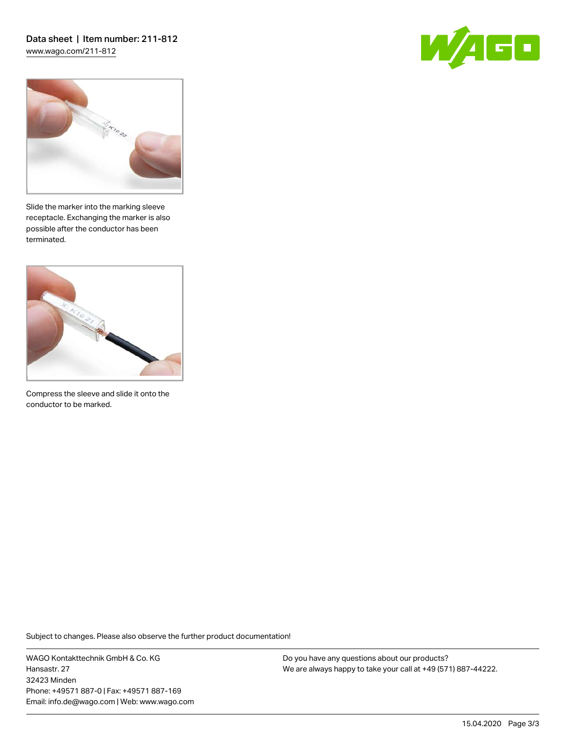Slide the marker into the marking sleeve receptacle. Exchanging the marker is also possible after the conductor has been terminated.

Compress the sleeve and slide it onto the conductor to be marked.

Subject to changes. Please also observe the further product documentation!

WAGO Kontakttechnik GmbH & Co. KG
Hansastr. 27
32423 Minden
Phone: +49571 887-0 | Fax: +49571 887-169
Email: info.de@wago.com | Web: www.wago.com

Do you have any questions about our products?
We are always happy to take your call at +49 (571) 887-44222.